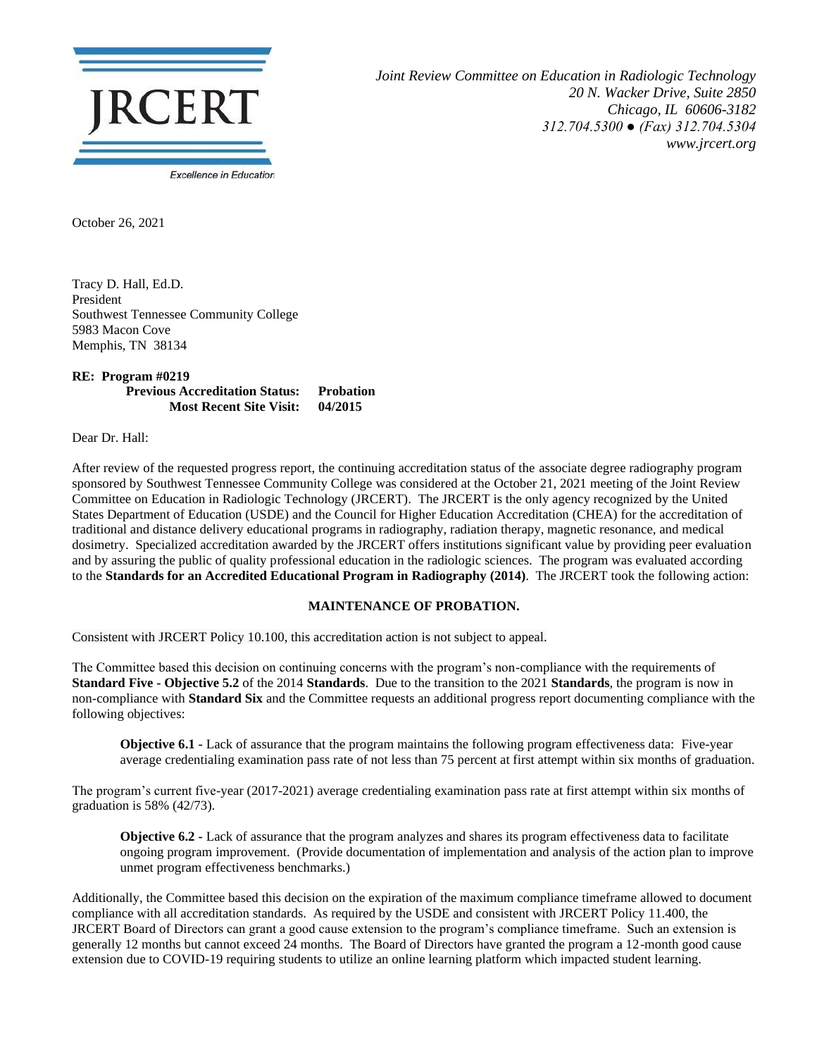JRCERT

Excellence in Education

*Joint Review Committee on Education in Radiologic Technology*
*20 N. Wacker Drive, Suite 2850*
*Chicago, IL 60606-3182*
*312.704.5300 ● (Fax) 312.704.5304*
*www.jrcert.org*

October 26, 2021

Tracy D. Hall, Ed.D.
President
Southwest Tennessee Community College
5983 Macon Cove
Memphis, TN 38134

**RE: Program #0219**
**Previous Accreditation Status: Probation**
**Most Recent Site Visit: 04/2015**

Dear Dr. Hall:

After review of the requested progress report, the continuing accreditation status of the associate degree radiography program sponsored by Southwest Tennessee Community College was considered at the October 21, 2021 meeting of the Joint Review Committee on Education in Radiologic Technology (JRCERT). The JRCERT is the only agency recognized by the United States Department of Education (USDE) and the Council for Higher Education Accreditation (CHEA) for the accreditation of traditional and distance delivery educational programs in radiography, radiation therapy, magnetic resonance, and medical dosimetry. Specialized accreditation awarded by the JRCERT offers institutions significant value by providing peer evaluation and by assuring the public of quality professional education in the radiologic sciences. The program was evaluated according to the **Standards for an Accredited Educational Program in Radiography (2014)**. The JRCERT took the following action:

**MAINTENANCE OF PROBATION.**

Consistent with JRCERT Policy 10.100, this accreditation action is not subject to appeal.

The Committee based this decision on continuing concerns with the program's non-compliance with the requirements of **Standard Five - Objective 5.2** of the 2014 **Standards**. Due to the transition to the 2021 **Standards**, the program is now in non-compliance with **Standard Six** and the Committee requests an additional progress report documenting compliance with the following objectives:

> **Objective 6.1 -** Lack of assurance that the program maintains the following program effectiveness data: Five-year average credentialing examination pass rate of not less than 75 percent at first attempt within six months of graduation.

The program's current five-year (2017-2021) average credentialing examination pass rate at first attempt within six months of graduation is 58% (42/73).

> **Objective 6.2 -** Lack of assurance that the program analyzes and shares its program effectiveness data to facilitate ongoing program improvement. (Provide documentation of implementation and analysis of the action plan to improve unmet program effectiveness benchmarks.)

Additionally, the Committee based this decision on the expiration of the maximum compliance timeframe allowed to document compliance with all accreditation standards. As required by the USDE and consistent with JRCERT Policy 11.400, the JRCERT Board of Directors can grant a good cause extension to the program's compliance timeframe. Such an extension is generally 12 months but cannot exceed 24 months. The Board of Directors have granted the program a 12-month good cause extension due to COVID-19 requiring students to utilize an online learning platform which impacted student learning.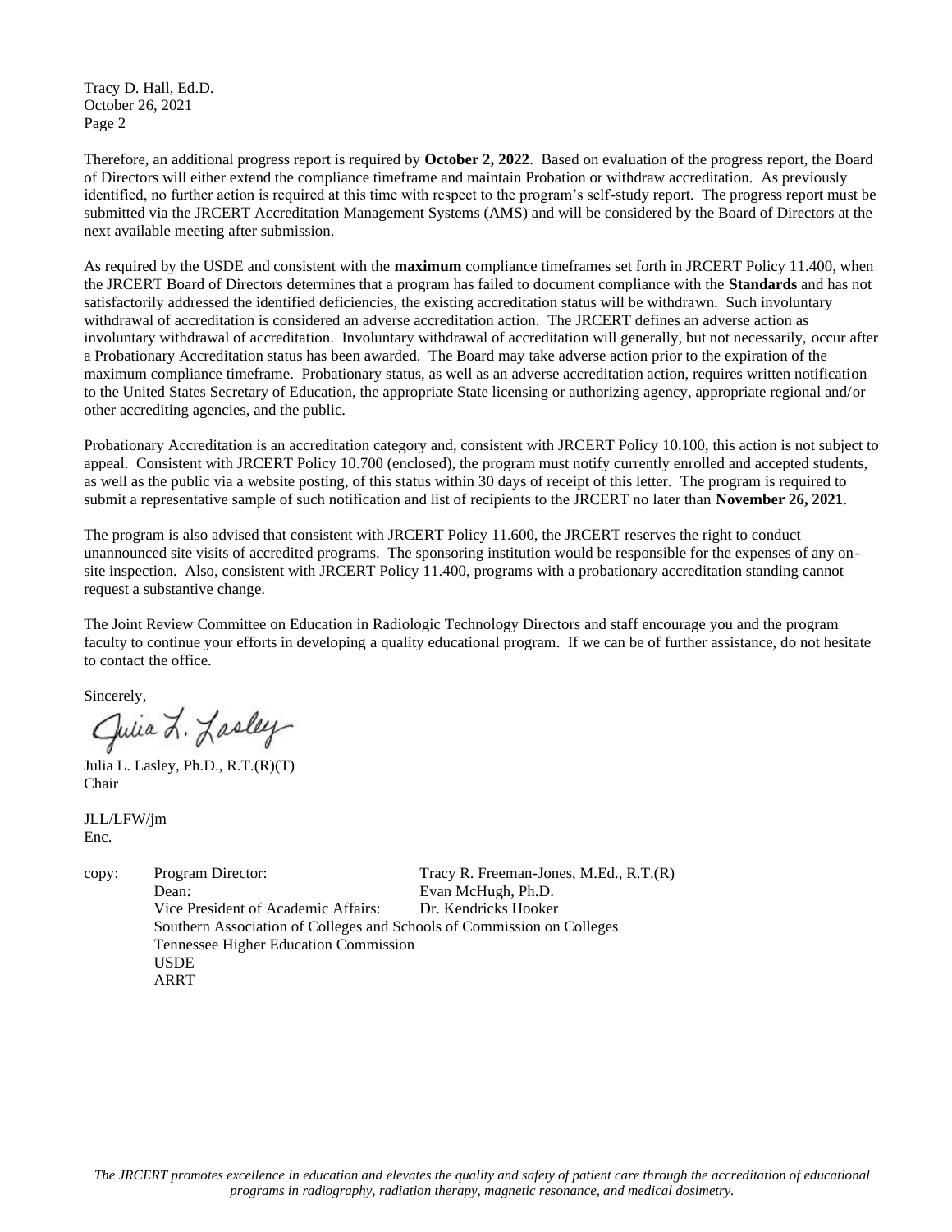Tracy D. Hall, Ed.D.
October 26, 2021
Page 2

Therefore, an additional progress report is required by **October 2, 2022**. Based on evaluation of the progress report, the Board of Directors will either extend the compliance timeframe and maintain Probation or withdraw accreditation. As previously identified, no further action is required at this time with respect to the program's self-study report. The progress report must be submitted via the JRCERT Accreditation Management Systems (AMS) and will be considered by the Board of Directors at the next available meeting after submission.

As required by the USDE and consistent with the **maximum** compliance timeframes set forth in JRCERT Policy 11.400, when the JRCERT Board of Directors determines that a program has failed to document compliance with the **Standards** and has not satisfactorily addressed the identified deficiencies, the existing accreditation status will be withdrawn. Such involuntary withdrawal of accreditation is considered an adverse accreditation action. The JRCERT defines an adverse action as involuntary withdrawal of accreditation. Involuntary withdrawal of accreditation will generally, but not necessarily, occur after a Probationary Accreditation status has been awarded. The Board may take adverse action prior to the expiration of the maximum compliance timeframe. Probationary status, as well as an adverse accreditation action, requires written notification to the United States Secretary of Education, the appropriate State licensing or authorizing agency, appropriate regional and/or other accrediting agencies, and the public.

Probationary Accreditation is an accreditation category and, consistent with JRCERT Policy 10.100, this action is not subject to appeal. Consistent with JRCERT Policy 10.700 (enclosed), the program must notify currently enrolled and accepted students, as well as the public via a website posting, of this status within 30 days of receipt of this letter. The program is required to submit a representative sample of such notification and list of recipients to the JRCERT no later than **November 26, 2021**.

The program is also advised that consistent with JRCERT Policy 11.600, the JRCERT reserves the right to conduct unannounced site visits of accredited programs. The sponsoring institution would be responsible for the expenses of any on-site inspection. Also, consistent with JRCERT Policy 11.400, programs with a probationary accreditation standing cannot request a substantive change.

The Joint Review Committee on Education in Radiologic Technology Directors and staff encourage you and the program faculty to continue your efforts in developing a quality educational program. If we can be of further assistance, do not hesitate to contact the office.

Sincerely,

Julia L. Lasley

Julia L. Lasley, Ph.D., R.T.(R)(T)
Chair

JLL/LFW/jm
Enc.

copy: Program Director: Tracy R. Freeman-Jones, M.Ed., R.T.(R)
Dean: Evan McHugh, Ph.D.
Vice President of Academic Affairs: Dr. Kendricks Hooker
Southern Association of Colleges and Schools of Commission on Colleges
Tennessee Higher Education Commission
USDE
ARRT

*The JRCERT promotes excellence in education and elevates the quality and safety of patient care through the accreditation of educational programs in radiography, radiation therapy, magnetic resonance, and medical dosimetry.*